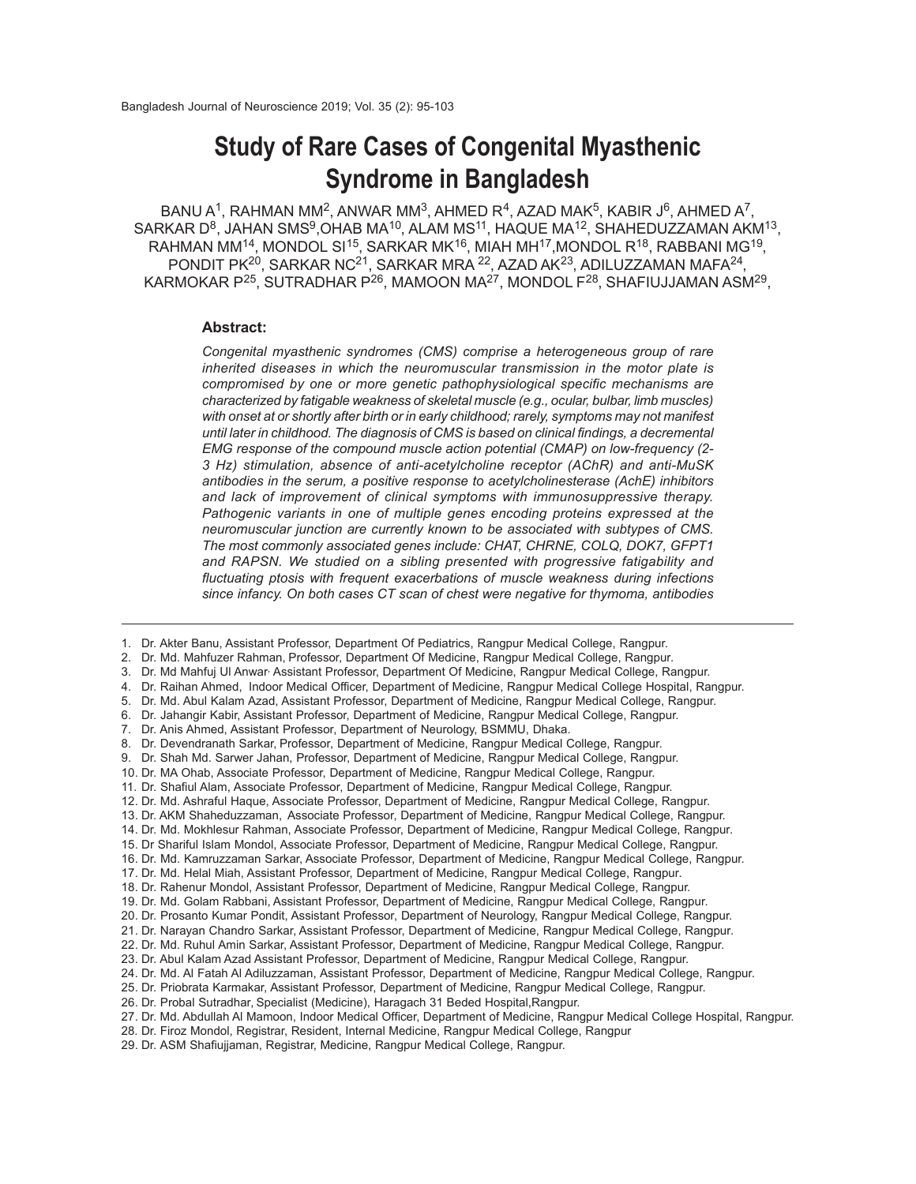# Study of Rare Cases of Congenital Myasthenic Syndrome in Bangladesh

BANU A[1], RAHMAN MM[2], ANWAR MM[3], AHMED R[4], AZAD MAK[5], KABIR J[6], AHMED A[7], SARKAR D[8], JAHAN SMS[9], OHAB MA[10], ALAM MS[11], HAQUE MA[12], SHAHEDUZZAMAN AKM[13], RAHMAN MM[14], MONDOL SI[15], SARKAR MK[16], MIAH MH[17], MONDOL R[18], RABBANI MG[19], PONDIT PK[20], SARKAR NC[21], SARKAR MRA [22], AZAD AK[23], ADILUZZAMAN MAFA[24], KARMOKAR P[25], SUTRADHAR P[26], MAMOON MA[27], MONDOL F[28], SHAFIUJJAMAN ASM[29],

## Abstract:

*Congenital myasthenic syndromes (CMS) comprise a heterogeneous group of rare inherited diseases in which the neuromuscular transmission in the motor plate is compromised by one or more genetic pathophysiological specific mechanisms are characterized by fatigable weakness of skeletal muscle (e.g., ocular, bulbar, limb muscles) with onset at or shortly after birth or in early childhood; rarely, symptoms may not manifest until later in childhood. The diagnosis of CMS is based on clinical findings, a decremental EMG response of the compound muscle action potential (CMAP) on low-frequency (2-3 Hz) stimulation, absence of anti-acetylcholine receptor (AChR) and anti-MuSK antibodies in the serum, a positive response to acetylcholinesterase (AchE) inhibitors and lack of improvement of clinical symptoms with immunosuppressive therapy. Pathogenic variants in one of multiple genes encoding proteins expressed at the neuromuscular junction are currently known to be associated with subtypes of CMS. The most commonly associated genes include: CHAT, CHRNE, COLQ, DOK7, GFPT1 and RAPSN. We studied on a sibling presented with progressive fatigability and fluctuating ptosis with frequent exacerbations of muscle weakness during infections since infancy. On both cases CT scan of chest were negative for thymoma, antibodies*

---

1. Dr. Akter Banu, Assistant Professor, Department Of Pediatrics, Rangpur Medical College, Rangpur.
2. Dr. Md. Mahfuzer Rahman, Professor, Department Of Medicine, Rangpur Medical College, Rangpur.
3. Dr. Md Mahfuj Ul Anwar, Assistant Professor, Department Of Medicine, Rangpur Medical College, Rangpur.
4. Dr. Raihan Ahmed, Indoor Medical Officer, Department of Medicine, Rangpur Medical College Hospital, Rangpur.
5. Dr. Md. Abul Kalam Azad, Assistant Professor, Department of Medicine, Rangpur Medical College, Rangpur.
6. Dr. Jahangir Kabir, Assistant Professor, Department of Medicine, Rangpur Medical College, Rangpur.
7. Dr. Anis Ahmed, Assistant Professor, Department of Neurology, BSMMU, Dhaka.
8. Dr. Devendranath Sarkar, Professor, Department of Medicine, Rangpur Medical College, Rangpur.
9. Dr. Shah Md. Sarwer Jahan, Professor, Department of Medicine, Rangpur Medical College, Rangpur.
10. Dr. MA Ohab, Associate Professor, Department of Medicine, Rangpur Medical College, Rangpur.
11. Dr. Shafiul Alam, Associate Professor, Department of Medicine, Rangpur Medical College, Rangpur.
12. Dr. Md. Ashraful Haque, Associate Professor, Department of Medicine, Rangpur Medical College, Rangpur.
13. Dr. AKM Shaheduzzaman, Associate Professor, Department of Medicine, Rangpur Medical College, Rangpur.
14. Dr. Md. Mokhlesur Rahman, Associate Professor, Department of Medicine, Rangpur Medical College, Rangpur.
15. Dr Shariful Islam Mondol, Associate Professor, Department of Medicine, Rangpur Medical College, Rangpur.
16. Dr. Md. Kamruzzaman Sarkar, Associate Professor, Department of Medicine, Rangpur Medical College, Rangpur.
17. Dr. Md. Helal Miah, Assistant Professor, Department of Medicine, Rangpur Medical College, Rangpur.
18. Dr. Rahenur Mondol, Assistant Professor, Department of Medicine, Rangpur Medical College, Rangpur.
19. Dr. Md. Golam Rabbani, Assistant Professor, Department of Medicine, Rangpur Medical College, Rangpur.
20. Dr. Prosanto Kumar Pondit, Assistant Professor, Department of Neurology, Rangpur Medical College, Rangpur.
21. Dr. Narayan Chandro Sarkar, Assistant Professor, Department of Medicine, Rangpur Medical College, Rangpur.
22. Dr. Md. Ruhul Amin Sarkar, Assistant Professor, Department of Medicine, Rangpur Medical College, Rangpur.
23. Dr. Abul Kalam Azad Assistant Professor, Department of Medicine, Rangpur Medical College, Rangpur.
24. Dr. Md. Al Fatah Al Adiluzzaman, Assistant Professor, Department of Medicine, Rangpur Medical College, Rangpur.
25. Dr. Priobrata Karmakar, Assistant Professor, Department of Medicine, Rangpur Medical College, Rangpur.
26. Dr. Probal Sutradhar, Specialist (Medicine), Haragach 31 Beded Hospital,Rangpur.
27. Dr. Md. Abdullah Al Mamoon, Indoor Medical Officer, Department of Medicine, Rangpur Medical College Hospital, Rangpur.
28. Dr. Firoz Mondol, Registrar, Resident, Internal Medicine, Rangpur Medical College, Rangpur
29. Dr. ASM Shafiujjaman, Registrar, Medicine, Rangpur Medical College, Rangpur.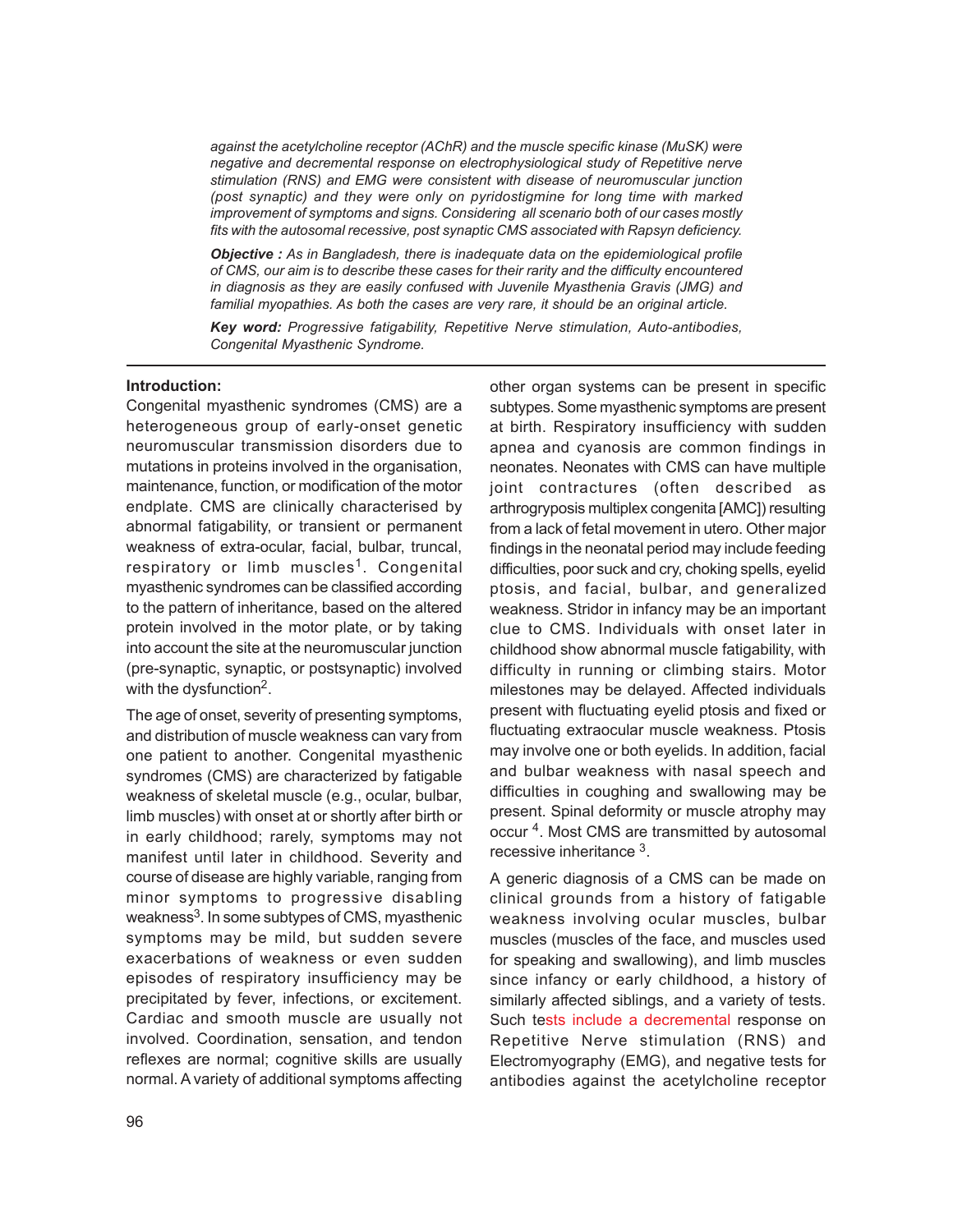*against the acetylcholine receptor (AChR) and the muscle specific kinase (MuSK) were negative and decremental response on electrophysiological study of Repetitive nerve stimulation (RNS) and EMG were consistent with disease of neuromuscular junction (post synaptic) and they were only on pyridostigmine for long time with marked improvement of symptoms and signs. Considering all scenario both of our cases mostly fits with the autosomal recessive, post synaptic CMS associated with Rapsyn deficiency.*

***Objective :*** *As in Bangladesh, there is inadequate data on the epidemiological profile of CMS, our aim is to describe these cases for their rarity and the difficulty encountered in diagnosis as they are easily confused with Juvenile Myasthenia Gravis (JMG) and familial myopathies. As both the cases are very rare, it should be an original article.*

***Key word:*** *Progressive fatigability, Repetitive Nerve stimulation, Auto-antibodies, Congenital Myasthenic Syndrome.*

---

## Introduction:

Congenital myasthenic syndromes (CMS) are a heterogeneous group of early-onset genetic neuromuscular transmission disorders due to mutations in proteins involved in the organisation, maintenance, function, or modification of the motor endplate. CMS are clinically characterised by abnormal fatigability, or transient or permanent weakness of extra-ocular, facial, bulbar, truncal, respiratory or limb muscles[1]. Congenital myasthenic syndromes can be classified according to the pattern of inheritance, based on the altered protein involved in the motor plate, or by taking into account the site at the neuromuscular junction (pre-synaptic, synaptic, or postsynaptic) involved with the dysfunction[2].

The age of onset, severity of presenting symptoms, and distribution of muscle weakness can vary from one patient to another. Congenital myasthenic syndromes (CMS) are characterized by fatigable weakness of skeletal muscle (e.g., ocular, bulbar, limb muscles) with onset at or shortly after birth or in early childhood; rarely, symptoms may not manifest until later in childhood. Severity and course of disease are highly variable, ranging from minor symptoms to progressive disabling weakness[3]. In some subtypes of CMS, myasthenic symptoms may be mild, but sudden severe exacerbations of weakness or even sudden episodes of respiratory insufficiency may be precipitated by fever, infections, or excitement. Cardiac and smooth muscle are usually not involved. Coordination, sensation, and tendon reflexes are normal; cognitive skills are usually normal. A variety of additional symptoms affecting other organ systems can be present in specific subtypes. Some myasthenic symptoms are present at birth. Respiratory insufficiency with sudden apnea and cyanosis are common findings in neonates. Neonates with CMS can have multiple joint contractures (often described as arthrogryposis multiplex congenita [AMC]) resulting from a lack of fetal movement in utero. Other major findings in the neonatal period may include feeding difficulties, poor suck and cry, choking spells, eyelid ptosis, and facial, bulbar, and generalized weakness. Stridor in infancy may be an important clue to CMS. Individuals with onset later in childhood show abnormal muscle fatigability, with difficulty in running or climbing stairs. Motor milestones may be delayed. Affected individuals present with fluctuating eyelid ptosis and fixed or fluctuating extraocular muscle weakness. Ptosis may involve one or both eyelids. In addition, facial and bulbar weakness with nasal speech and difficulties in coughing and swallowing may be present. Spinal deformity or muscle atrophy may occur [4]. Most CMS are transmitted by autosomal recessive inheritance [3].

A generic diagnosis of a CMS can be made on clinical grounds from a history of fatigable weakness involving ocular muscles, bulbar muscles (muscles of the face, and muscles used for speaking and swallowing), and limb muscles since infancy or early childhood, a history of similarly affected siblings, and a variety of tests. Such tests include a decremental response on Repetitive Nerve stimulation (RNS) and Electromyography (EMG), and negative tests for antibodies against the acetylcholine receptor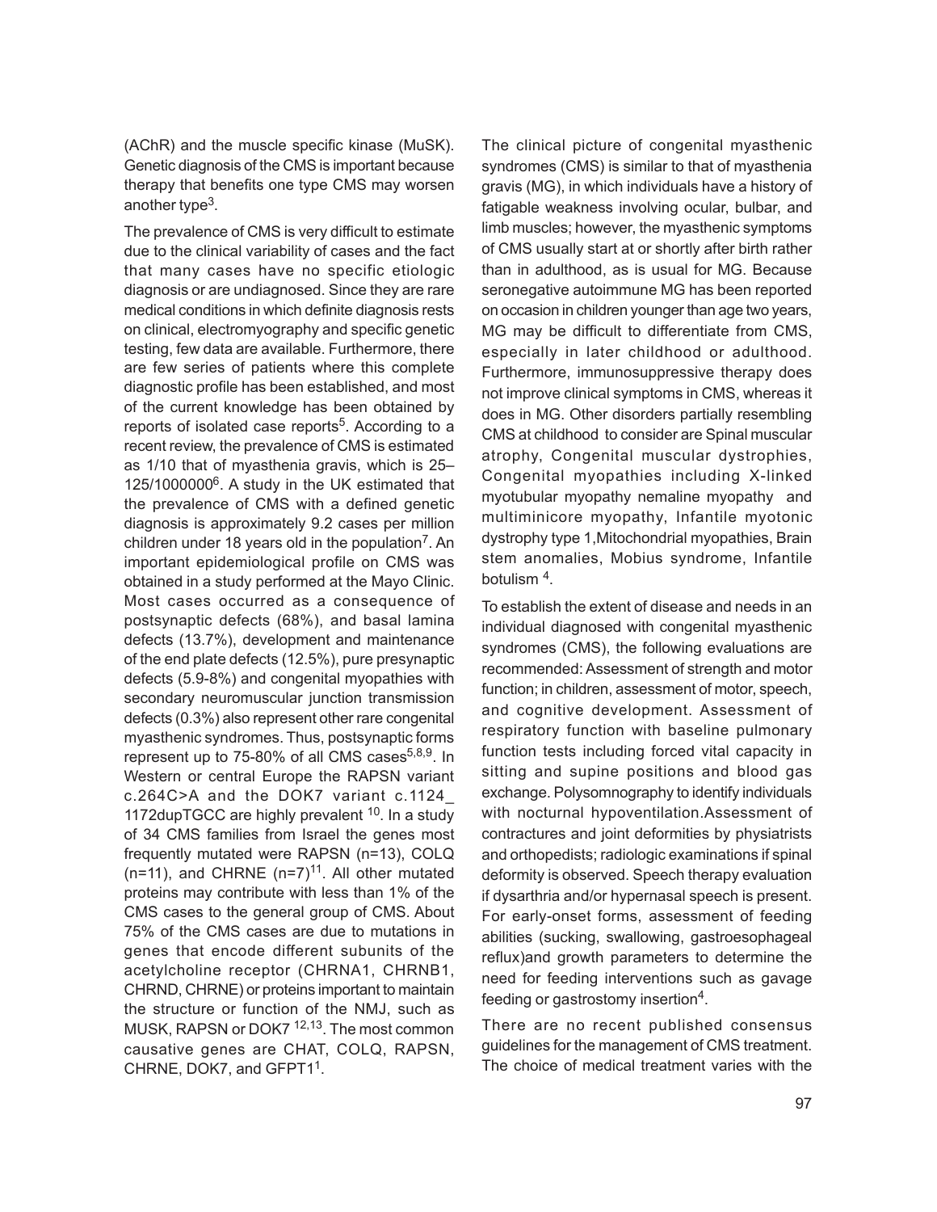(AChR) and the muscle specific kinase (MuSK). Genetic diagnosis of the CMS is important because therapy that benefits one type CMS may worsen another type[3].

The prevalence of CMS is very difficult to estimate due to the clinical variability of cases and the fact that many cases have no specific etiologic diagnosis or are undiagnosed. Since they are rare medical conditions in which definite diagnosis rests on clinical, electromyography and specific genetic testing, few data are available. Furthermore, there are few series of patients where this complete diagnostic profile has been established, and most of the current knowledge has been obtained by reports of isolated case reports[5]. According to a recent review, the prevalence of CMS is estimated as 1/10 that of myasthenia gravis, which is 25–125/1000000[6]. A study in the UK estimated that the prevalence of CMS with a defined genetic diagnosis is approximately 9.2 cases per million children under 18 years old in the population[7]. An important epidemiological profile on CMS was obtained in a study performed at the Mayo Clinic. Most cases occurred as a consequence of postsynaptic defects (68%), and basal lamina defects (13.7%), development and maintenance of the end plate defects (12.5%), pure presynaptic defects (5.9-8%) and congenital myopathies with secondary neuromuscular junction transmission defects (0.3%) also represent other rare congenital myasthenic syndromes. Thus, postsynaptic forms represent up to 75-80% of all CMS cases[5,8,9]. In Western or central Europe the RAPSN variant c.264C>A and the DOK7 variant c.1124_1172dupTGCC are highly prevalent [10]. In a study of 34 CMS families from Israel the genes most frequently mutated were RAPSN (n=13), COLQ (n=11), and CHRNE (n=7)[11]. All other mutated proteins may contribute with less than 1% of the CMS cases to the general group of CMS. About 75% of the CMS cases are due to mutations in genes that encode different subunits of the acetylcholine receptor (CHRNA1, CHRNB1, CHRND, CHRNE) or proteins important to maintain the structure or function of the NMJ, such as MUSK, RAPSN or DOK7 [12,13]. The most common causative genes are CHAT, COLQ, RAPSN, CHRNE, DOK7, and GFPT1[1].

The clinical picture of congenital myasthenic syndromes (CMS) is similar to that of myasthenia gravis (MG), in which individuals have a history of fatigable weakness involving ocular, bulbar, and limb muscles; however, the myasthenic symptoms of CMS usually start at or shortly after birth rather than in adulthood, as is usual for MG. Because seronegative autoimmune MG has been reported on occasion in children younger than age two years, MG may be difficult to differentiate from CMS, especially in later childhood or adulthood. Furthermore, immunosuppressive therapy does not improve clinical symptoms in CMS, whereas it does in MG. Other disorders partially resembling CMS at childhood to consider are Spinal muscular atrophy, Congenital muscular dystrophies, Congenital myopathies including X-linked myotubular myopathy nemaline myopathy and multiminicore myopathy, Infantile myotonic dystrophy type 1, Mitochondrial myopathies, Brain stem anomalies, Mobius syndrome, Infantile botulism [4].

To establish the extent of disease and needs in an individual diagnosed with congenital myasthenic syndromes (CMS), the following evaluations are recommended: Assessment of strength and motor function; in children, assessment of motor, speech, and cognitive development. Assessment of respiratory function with baseline pulmonary function tests including forced vital capacity in sitting and supine positions and blood gas exchange. Polysomnography to identify individuals with nocturnal hypoventilation. Assessment of contractures and joint deformities by physiatrists and orthopedists; radiologic examinations if spinal deformity is observed. Speech therapy evaluation if dysarthria and/or hypernasal speech is present. For early-onset forms, assessment of feeding abilities (sucking, swallowing, gastroesophageal reflux) and growth parameters to determine the need for feeding interventions such as gavage feeding or gastrostomy insertion[4].

There are no recent published consensus guidelines for the management of CMS treatment. The choice of medical treatment varies with the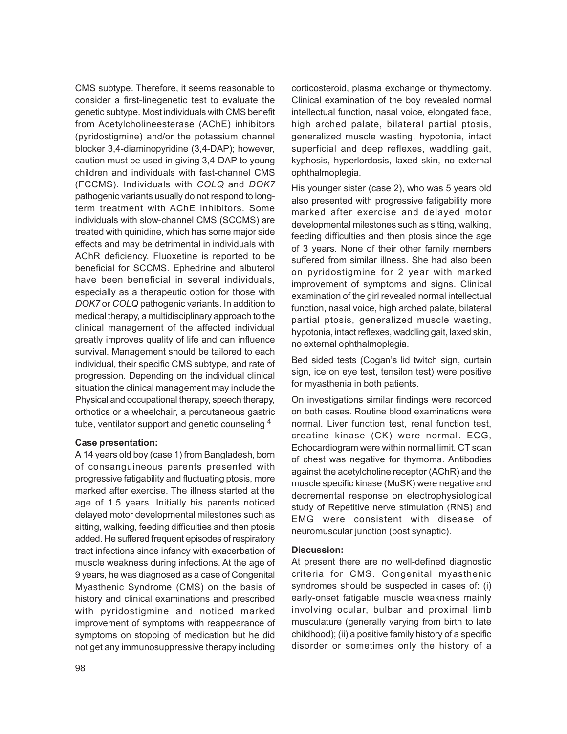CMS subtype. Therefore, it seems reasonable to consider a first-linegenetic test to evaluate the genetic subtype. Most individuals with CMS benefit from Acetylcholineesterase (AChE) inhibitors (pyridostigmine) and/or the potassium channel blocker 3,4-diaminopyridine (3,4-DAP); however, caution must be used in giving 3,4-DAP to young children and individuals with fast-channel CMS (FCCMS). Individuals with *COLQ* and *DOK7* pathogenic variants usually do not respond to long-term treatment with AChE inhibitors. Some individuals with slow-channel CMS (SCCMS) are treated with quinidine, which has some major side effects and may be detrimental in individuals with AChR deficiency. Fluoxetine is reported to be beneficial for SCCMS. Ephedrine and albuterol have been beneficial in several individuals, especially as a therapeutic option for those with *DOK7* or *COLQ* pathogenic variants. In addition to medical therapy, a multidisciplinary approach to the clinical management of the affected individual greatly improves quality of life and can influence survival. Management should be tailored to each individual, their specific CMS subtype, and rate of progression. Depending on the individual clinical situation the clinical management may include the Physical and occupational therapy, speech therapy, orthotics or a wheelchair, a percutaneous gastric tube, ventilator support and genetic counseling [4]

**Case presentation:**

A 14 years old boy (case 1) from Bangladesh, born of consanguineous parents presented with progressive fatigability and fluctuating ptosis, more marked after exercise. The illness started at the age of 1.5 years. Initially his parents noticed delayed motor developmental milestones such as sitting, walking, feeding difficulties and then ptosis added. He suffered frequent episodes of respiratory tract infections since infancy with exacerbation of muscle weakness during infections. At the age of 9 years, he was diagnosed as a case of Congenital Myasthenic Syndrome (CMS) on the basis of history and clinical examinations and prescribed with pyridostigmine and noticed marked improvement of symptoms with reappearance of symptoms on stopping of medication but he did not get any immunosuppressive therapy including corticosteroid, plasma exchange or thymectomy. Clinical examination of the boy revealed normal intellectual function, nasal voice, elongated face, high arched palate, bilateral partial ptosis, generalized muscle wasting, hypotonia, intact superficial and deep reflexes, waddling gait, kyphosis, hyperlordosis, laxed skin, no external ophthalmoplegia.

His younger sister (case 2), who was 5 years old also presented with progressive fatigability more marked after exercise and delayed motor developmental milestones such as sitting, walking, feeding difficulties and then ptosis since the age of 3 years. None of their other family members suffered from similar illness. She had also been on pyridostigmine for 2 year with marked improvement of symptoms and signs. Clinical examination of the girl revealed normal intellectual function, nasal voice, high arched palate, bilateral partial ptosis, generalized muscle wasting, hypotonia, intact reflexes, waddling gait, laxed skin, no external ophthalmoplegia.

Bed sided tests (Cogan's lid twitch sign, curtain sign, ice on eye test, tensilon test) were positive for myasthenia in both patients.

On investigations similar findings were recorded on both cases. Routine blood examinations were normal. Liver function test, renal function test, creatine kinase (CK) were normal. ECG, Echocardiogram were within normal limit. CT scan of chest was negative for thymoma. Antibodies against the acetylcholine receptor (AChR) and the muscle specific kinase (MuSK) were negative and decremental response on electrophysiological study of Repetitive nerve stimulation (RNS) and EMG were consistent with disease of neuromuscular junction (post synaptic).

**Discussion:**

At present there are no well-defined diagnostic criteria for CMS. Congenital myasthenic syndromes should be suspected in cases of: (i) early-onset fatigable muscle weakness mainly involving ocular, bulbar and proximal limb musculature (generally varying from birth to late childhood); (ii) a positive family history of a specific disorder or sometimes only the history of a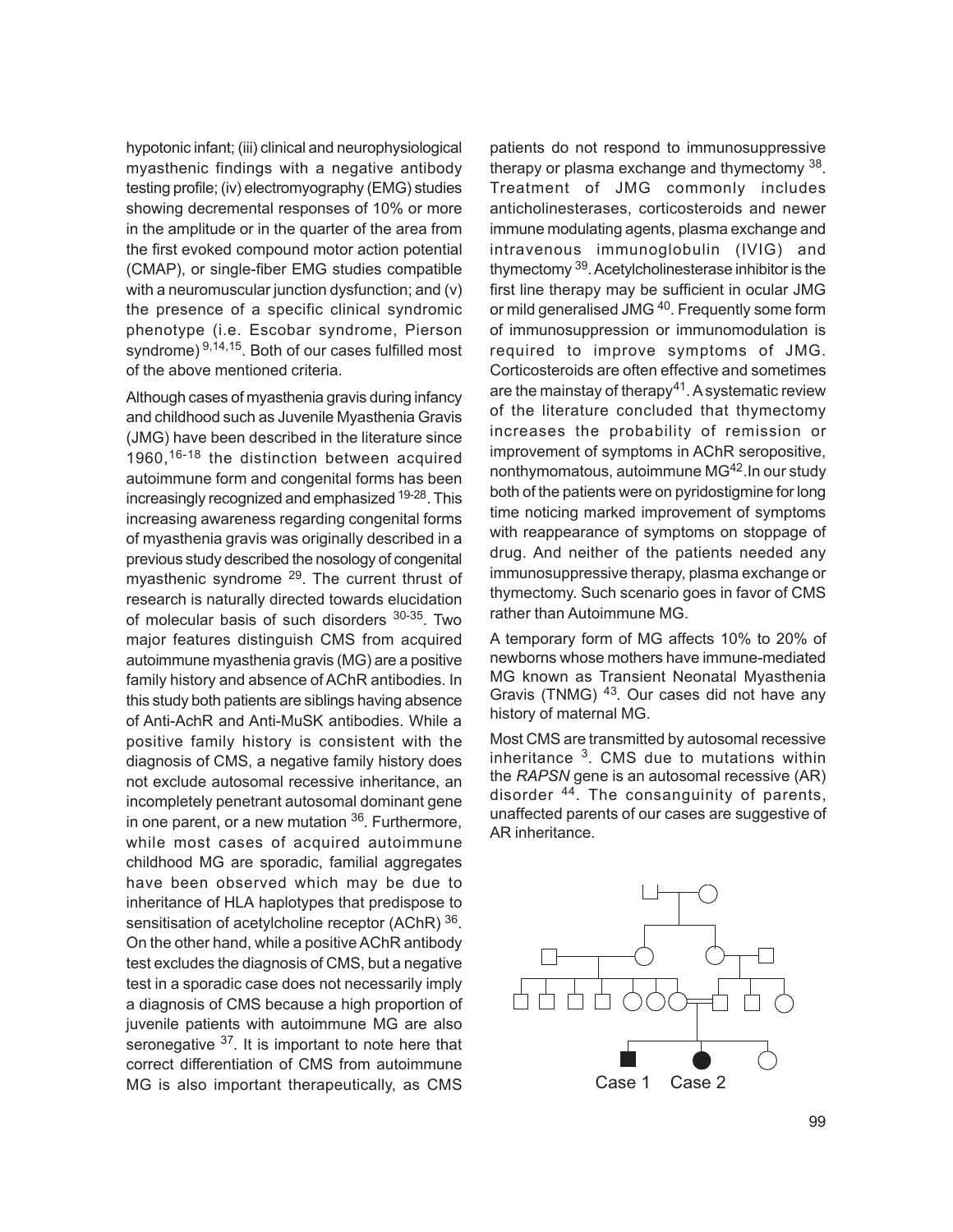hypotonic infant; (iii) clinical and neurophysiological myasthenic findings with a negative antibody testing profile; (iv) electromyography (EMG) studies showing decremental responses of 10% or more in the amplitude or in the quarter of the area from the first evoked compound motor action potential (CMAP), or single-fiber EMG studies compatible with a neuromuscular junction dysfunction; and (v) the presence of a specific clinical syndromic phenotype (i.e. Escobar syndrome, Pierson syndrome) [9,14,15]. Both of our cases fulfilled most of the above mentioned criteria.

Although cases of myasthenia gravis during infancy and childhood such as Juvenile Myasthenia Gravis (JMG) have been described in the literature since 1960,[16-18] the distinction between acquired autoimmune form and congenital forms has been increasingly recognized and emphasized [19-28]. This increasing awareness regarding congenital forms of myasthenia gravis was originally described in a previous study described the nosology of congenital myasthenic syndrome [29]. The current thrust of research is naturally directed towards elucidation of molecular basis of such disorders [30-35]. Two major features distinguish CMS from acquired autoimmune myasthenia gravis (MG) are a positive family history and absence of AChR antibodies. In this study both patients are siblings having absence of Anti-AchR and Anti-MuSK antibodies. While a positive family history is consistent with the diagnosis of CMS, a negative family history does not exclude autosomal recessive inheritance, an incompletely penetrant autosomal dominant gene in one parent, or a new mutation [36]. Furthermore, while most cases of acquired autoimmune childhood MG are sporadic, familial aggregates have been observed which may be due to inheritance of HLA haplotypes that predispose to sensitisation of acetylcholine receptor (AChR) [36]. On the other hand, while a positive AChR antibody test excludes the diagnosis of CMS, but a negative test in a sporadic case does not necessarily imply a diagnosis of CMS because a high proportion of juvenile patients with autoimmune MG are also seronegative [37]. It is important to note here that correct differentiation of CMS from autoimmune MG is also important therapeutically, as CMS patients do not respond to immunosuppressive therapy or plasma exchange and thymectomy [38]. Treatment of JMG commonly includes anticholinesterases, corticosteroids and newer immune modulating agents, plasma exchange and intravenous immunoglobulin (IVIG) and thymectomy [39]. Acetylcholinesterase inhibitor is the first line therapy may be sufficient in ocular JMG or mild generalised JMG [40]. Frequently some form of immunosuppression or immunomodulation is required to improve symptoms of JMG. Corticosteroids are often effective and sometimes are the mainstay of therapy[41]. A systematic review of the literature concluded that thymectomy increases the probability of remission or improvement of symptoms in AChR seropositive, nonthymomatous, autoimmune MG[42]. In our study both of the patients were on pyridostigmine for long time noticing marked improvement of symptoms with reappearance of symptoms on stoppage of drug. And neither of the patients needed any immunosuppressive therapy, plasma exchange or thymectomy. Such scenario goes in favor of CMS rather than Autoimmune MG.

A temporary form of MG affects 10% to 20% of newborns whose mothers have immune-mediated MG known as Transient Neonatal Myasthenia Gravis (TNMG) [43]. Our cases did not have any history of maternal MG.

Most CMS are transmitted by autosomal recessive inheritance [3]. CMS due to mutations within the *RAPSN* gene is an autosomal recessive (AR) disorder [44]. The consanguinity of parents, unaffected parents of our cases are suggestive of AR inheritance.

Case 1 Case 2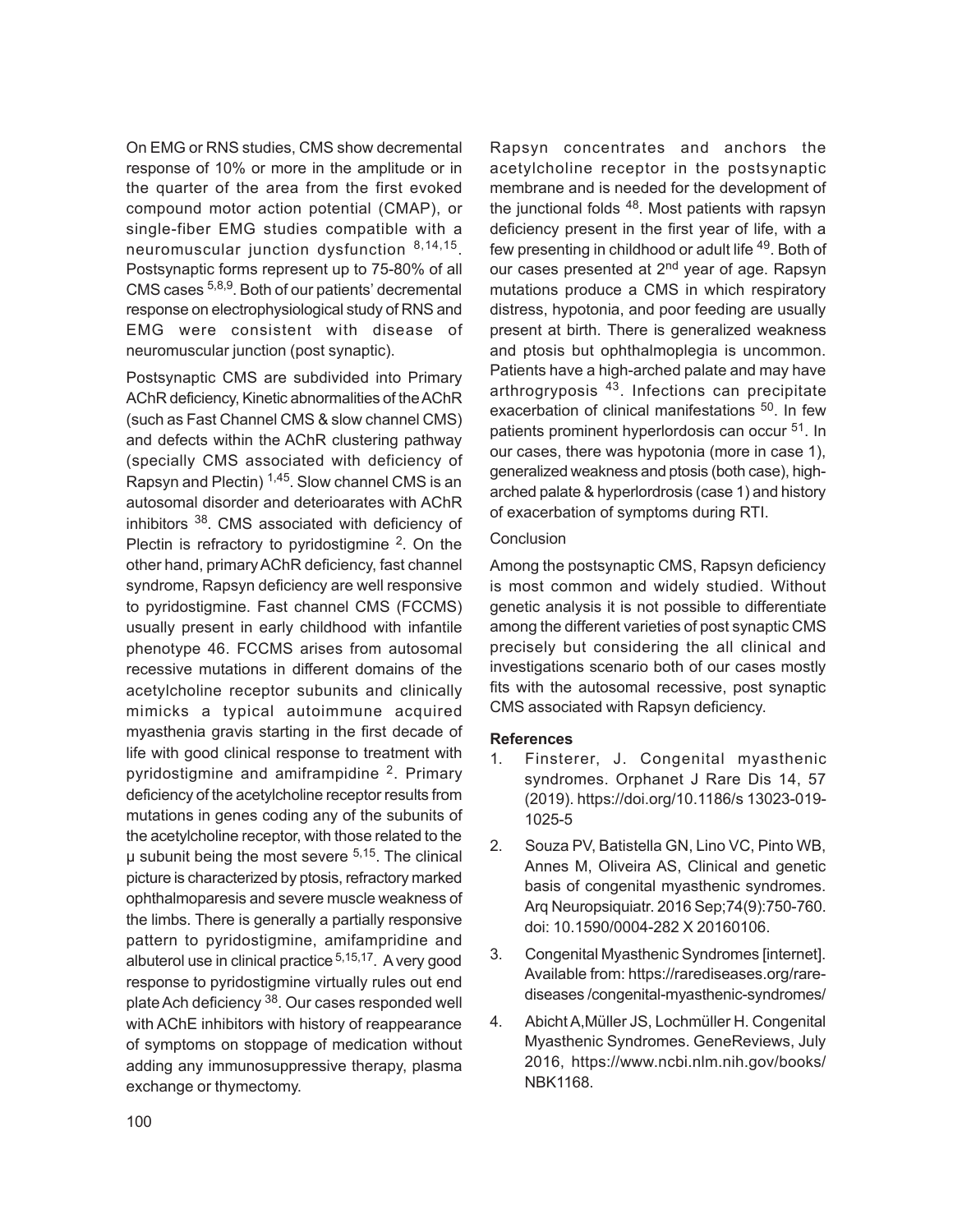On EMG or RNS studies, CMS show decremental response of 10% or more in the amplitude or in the quarter of the area from the first evoked compound motor action potential (CMAP), or single-fiber EMG studies compatible with a neuromuscular junction dysfunction [8,14,15]. Postsynaptic forms represent up to 75-80% of all CMS cases [5,8,9]. Both of our patients' decremental response on electrophysiological study of RNS and EMG were consistent with disease of neuromuscular junction (post synaptic).

Postsynaptic CMS are subdivided into Primary AChR deficiency, Kinetic abnormalities of the AChR (such as Fast Channel CMS & slow channel CMS) and defects within the AChR clustering pathway (specially CMS associated with deficiency of Rapsyn and Plectin) [1,45]. Slow channel CMS is an autosomal disorder and deterioarates with AChR inhibitors [38]. CMS associated with deficiency of Plectin is refractory to pyridostigmine [2]. On the other hand, primary AChR deficiency, fast channel syndrome, Rapsyn deficiency are well responsive to pyridostigmine. Fast channel CMS (FCCMS) usually present in early childhood with infantile phenotype 46. FCCMS arises from autosomal recessive mutations in different domains of the acetylcholine receptor subunits and clinically mimicks a typical autoimmune acquired myasthenia gravis starting in the first decade of life with good clinical response to treatment with pyridostigmine and amiframpidine [2]. Primary deficiency of the acetylcholine receptor results from mutations in genes coding any of the subunits of the acetylcholine receptor, with those related to the µ subunit being the most severe [5,15]. The clinical picture is characterized by ptosis, refractory marked ophthalmoparesis and severe muscle weakness of the limbs. There is generally a partially responsive pattern to pyridostigmine, amifampridine and albuterol use in clinical practice [5,15,17]. A very good response to pyridostigmine virtually rules out end plate Ach deficiency [38]. Our cases responded well with AChE inhibitors with history of reappearance of symptoms on stoppage of medication without adding any immunosuppressive therapy, plasma exchange or thymectomy.

Rapsyn concentrates and anchors the acetylcholine receptor in the postsynaptic membrane and is needed for the development of the junctional folds [48]. Most patients with rapsyn deficiency present in the first year of life, with a few presenting in childhood or adult life [49]. Both of our cases presented at 2nd year of age. Rapsyn mutations produce a CMS in which respiratory distress, hypotonia, and poor feeding are usually present at birth. There is generalized weakness and ptosis but ophthalmoplegia is uncommon. Patients have a high-arched palate and may have arthrogryposis [43]. Infections can precipitate exacerbation of clinical manifestations [50]. In few patients prominent hyperlordosis can occur [51]. In our cases, there was hypotonia (more in case 1), generalized weakness and ptosis (both case), high-arched palate & hyperlordrosis (case 1) and history of exacerbation of symptoms during RTI.

## Conclusion

Among the postsynaptic CMS, Rapsyn deficiency is most common and widely studied. Without genetic analysis it is not possible to differentiate among the different varieties of post synaptic CMS precisely but considering the all clinical and investigations scenario both of our cases mostly fits with the autosomal recessive, post synaptic CMS associated with Rapsyn deficiency.

## References

1. Finsterer, J. Congenital myasthenic syndromes. Orphanet J Rare Dis 14, 57 (2019). https://doi.org/10.1186/s 13023-019-1025-5
2. Souza PV, Batistella GN, Lino VC, Pinto WB, Annes M, Oliveira AS, Clinical and genetic basis of congenital myasthenic syndromes. Arq Neuropsiquiatr. 2016 Sep;74(9):750-760. doi: 10.1590/0004-282 X 20160106.
3. Congenital Myasthenic Syndromes [internet]. Available from: https://rarediseases.org/rare-diseases /congenital-myasthenic-syndromes/
4. Abicht A,Müller JS, Lochmüller H. Congenital Myasthenic Syndromes. GeneReviews, July 2016, https://www.ncbi.nlm.nih.gov/books/NBK1168.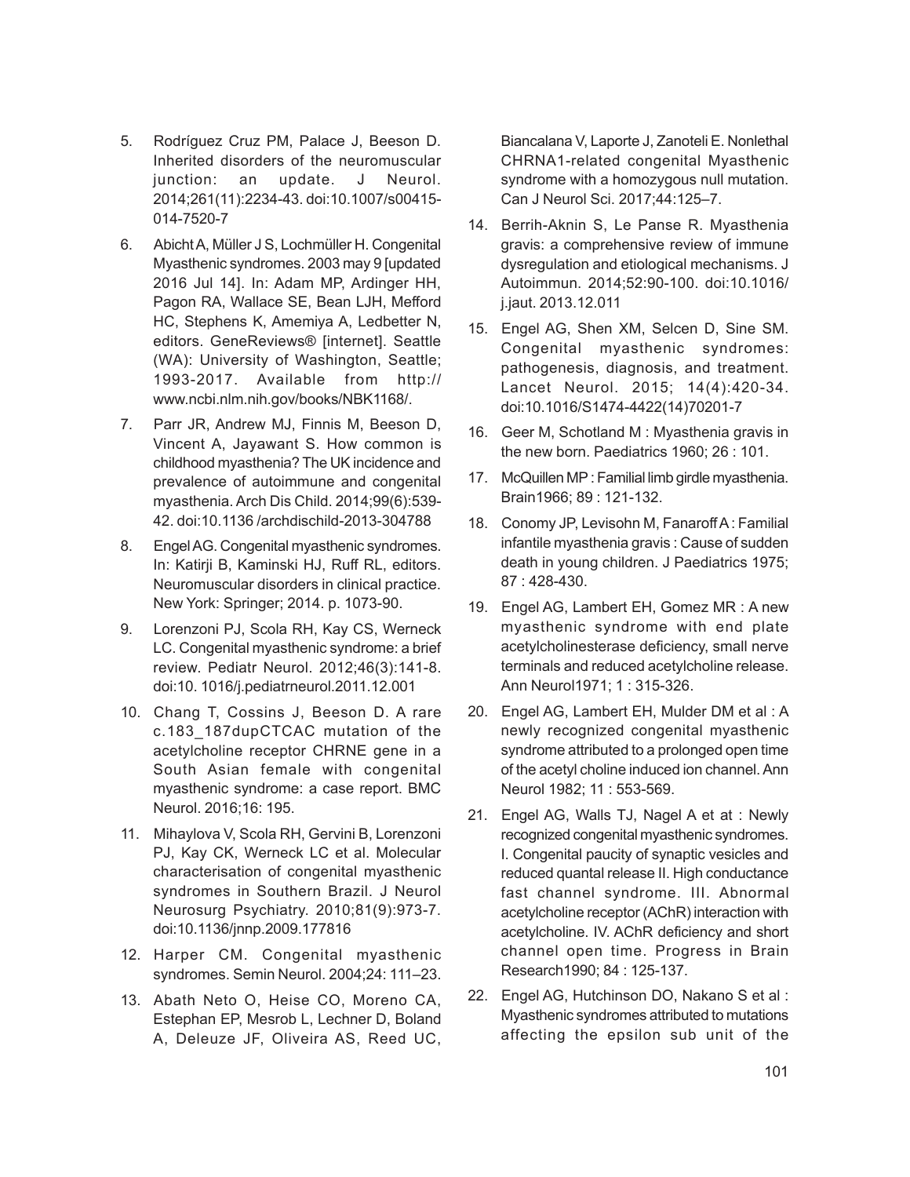5. Rodríguez Cruz PM, Palace J, Beeson D. Inherited disorders of the neuromuscular junction: an update. J Neurol. 2014;261(11):2234-43. doi:10.1007/s00415-014-7520-7

6. Abicht A, Müller J S, Lochmüller H. Congenital Myasthenic syndromes. 2003 may 9 [updated 2016 Jul 14]. In: Adam MP, Ardinger HH, Pagon RA, Wallace SE, Bean LJH, Mefford HC, Stephens K, Amemiya A, Ledbetter N, editors. GeneReviews® [internet]. Seattle (WA): University of Washington, Seattle; 1993-2017. Available from http://www.ncbi.nlm.nih.gov/books/NBK1168/.

7. Parr JR, Andrew MJ, Finnis M, Beeson D, Vincent A, Jayawant S. How common is childhood myasthenia? The UK incidence and prevalence of autoimmune and congenital myasthenia. Arch Dis Child. 2014;99(6):539-42. doi:10.1136 /archdischild-2013-304788

8. Engel AG. Congenital myasthenic syndromes. In: Katirji B, Kaminski HJ, Ruff RL, editors. Neuromuscular disorders in clinical practice. New York: Springer; 2014. p. 1073-90.

9. Lorenzoni PJ, Scola RH, Kay CS, Werneck LC. Congenital myasthenic syndrome: a brief review. Pediatr Neurol. 2012;46(3):141-8. doi:10. 1016/j.pediatrneurol.2011.12.001

10. Chang T, Cossins J, Beeson D. A rare c.183_187dupCTCAC mutation of the acetylcholine receptor CHRNE gene in a South Asian female with congenital myasthenic syndrome: a case report. BMC Neurol. 2016;16: 195.

11. Mihaylova V, Scola RH, Gervini B, Lorenzoni PJ, Kay CK, Werneck LC et al. Molecular characterisation of congenital myasthenic syndromes in Southern Brazil. J Neurol Neurosurg Psychiatry. 2010;81(9):973-7. doi:10.1136/jnnp.2009.177816

12. Harper CM. Congenital myasthenic syndromes. Semin Neurol. 2004;24: 111–23.

13. Abath Neto O, Heise CO, Moreno CA, Estephan EP, Mesrob L, Lechner D, Boland A, Deleuze JF, Oliveira AS, Reed UC, Biancalana V, Laporte J, Zanoteli E. Nonlethal CHRNA1-related congenital Myasthenic syndrome with a homozygous null mutation. Can J Neurol Sci. 2017;44:125–7.

14. Berrih-Aknin S, Le Panse R. Myasthenia gravis: a comprehensive review of immune dysregulation and etiological mechanisms. J Autoimmun. 2014;52:90-100. doi:10.1016/j.jaut. 2013.12.011

15. Engel AG, Shen XM, Selcen D, Sine SM. Congenital myasthenic syndromes: pathogenesis, diagnosis, and treatment. Lancet Neurol. 2015; 14(4):420-34. doi:10.1016/S1474-4422(14)70201-7

16. Geer M, Schotland M : Myasthenia gravis in the new born. Paediatrics 1960; 26 : 101.

17. McQuillen MP : Familial limb girdle myasthenia. Brain1966; 89 : 121-132.

18. Conomy JP, Levisohn M, Fanaroff A : Familial infantile myasthenia gravis : Cause of sudden death in young children. J Paediatrics 1975; 87 : 428-430.

19. Engel AG, Lambert EH, Gomez MR : A new myasthenic syndrome with end plate acetylcholinesterase deficiency, small nerve terminals and reduced acetylcholine release. Ann Neurol1971; 1 : 315-326.

20. Engel AG, Lambert EH, Mulder DM et al : A newly recognized congenital myasthenic syndrome attributed to a prolonged open time of the acetyl choline induced ion channel. Ann Neurol 1982; 11 : 553-569.

21. Engel AG, Walls TJ, Nagel A et at : Newly recognized congenital myasthenic syndromes. I. Congenital paucity of synaptic vesicles and reduced quantal release II. High conductance fast channel syndrome. III. Abnormal acetylcholine receptor (AChR) interaction with acetylcholine. IV. AChR deficiency and short channel open time. Progress in Brain Research1990; 84 : 125-137.

22. Engel AG, Hutchinson DO, Nakano S et al : Myasthenic syndromes attributed to mutations affecting the epsilon sub unit of the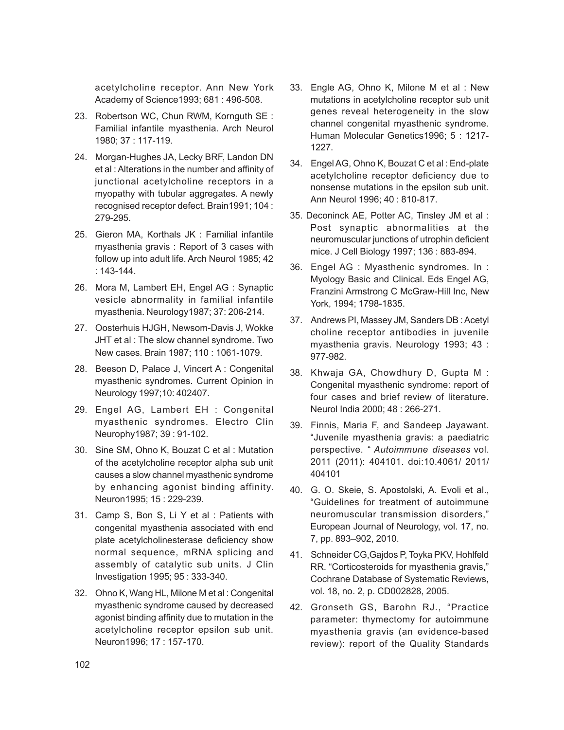acetylcholine receptor. Ann New York Academy of Science1993; 681 : 496-508.

23. Robertson WC, Chun RWM, Kornguth SE : Familial infantile myasthenia. Arch Neurol 1980; 37 : 117-119.

24. Morgan-Hughes JA, Lecky BRF, Landon DN et al : Alterations in the number and affinity of junctional acetylcholine receptors in a myopathy with tubular aggregates. A newly recognised receptor defect. Brain1991; 104 : 279-295.

25. Gieron MA, Korthals JK : Familial infantile myasthenia gravis : Report of 3 cases with follow up into adult life. Arch Neurol 1985; 42 : 143-144.

26. Mora M, Lambert EH, Engel AG : Synaptic vesicle abnormality in familial infantile myasthenia. Neurology1987; 37: 206-214.

27. Oosterhuis HJGH, Newsom-Davis J, Wokke JHT et al : The slow channel syndrome. Two New cases. Brain 1987; 110 : 1061-1079.

28. Beeson D, Palace J, Vincert A : Congenital myasthenic syndromes. Current Opinion in Neurology 1997;10: 402407.

29. Engel AG, Lambert EH : Congenital myasthenic syndromes. Electro Clin Neurophy1987; 39 : 91-102.

30. Sine SM, Ohno K, Bouzat C et al : Mutation of the acetylcholine receptor alpha sub unit causes a slow channel myasthenic syndrome by enhancing agonist binding affinity. Neuron1995; 15 : 229-239.

31. Camp S, Bon S, Li Y et al : Patients with congenital myasthenia associated with end plate acetylcholinesterase deficiency show normal sequence, mRNA splicing and assembly of catalytic sub units. J Clin Investigation 1995; 95 : 333-340.

32. Ohno K, Wang HL, Milone M et al : Congenital myasthenic syndrome caused by decreased agonist binding affinity due to mutation in the acetylcholine receptor epsilon sub unit. Neuron1996; 17 : 157-170.

33. Engle AG, Ohno K, Milone M et al : New mutations in acetylcholine receptor sub unit genes reveal heterogeneity in the slow channel congenital myasthenic syndrome. Human Molecular Genetics1996; 5 : 1217-1227.

34. Engel AG, Ohno K, Bouzat C et al : End-plate acetylcholine receptor deficiency due to nonsense mutations in the epsilon sub unit. Ann Neurol 1996; 40 : 810-817.

35. Deconinck AE, Potter AC, Tinsley JM et al : Post synaptic abnormalities at the neuromuscular junctions of utrophin deficient mice. J Cell Biology 1997; 136 : 883-894.

36. Engel AG : Myasthenic syndromes. In : Myology Basic and Clinical. Eds Engel AG, Franzini Armstrong C McGraw-Hill Inc, New York, 1994; 1798-1835.

37. Andrews PI, Massey JM, Sanders DB : Acetyl choline receptor antibodies in juvenile myasthenia gravis. Neurology 1993; 43 : 977-982.

38. Khwaja GA, Chowdhury D, Gupta M : Congenital myasthenic syndrome: report of four cases and brief review of literature. Neurol India 2000; 48 : 266-271.

39. Finnis, Maria F, and Sandeep Jayawant. "Juvenile myasthenia gravis: a paediatric perspective. " *Autoimmune diseases* vol. 2011 (2011): 404101. doi:10.4061/ 2011/ 404101

40. G. O. Skeie, S. Apostolski, A. Evoli et al., "Guidelines for treatment of autoimmune neuromuscular transmission disorders," European Journal of Neurology, vol. 17, no. 7, pp. 893–902, 2010.

41. Schneider CG,Gajdos P, Toyka PKV, Hohlfeld RR. "Corticosteroids for myasthenia gravis," Cochrane Database of Systematic Reviews, vol. 18, no. 2, p. CD002828, 2005.

42. Gronseth GS, Barohn RJ., "Practice parameter: thymectomy for autoimmune myasthenia gravis (an evidence-based review): report of the Quality Standards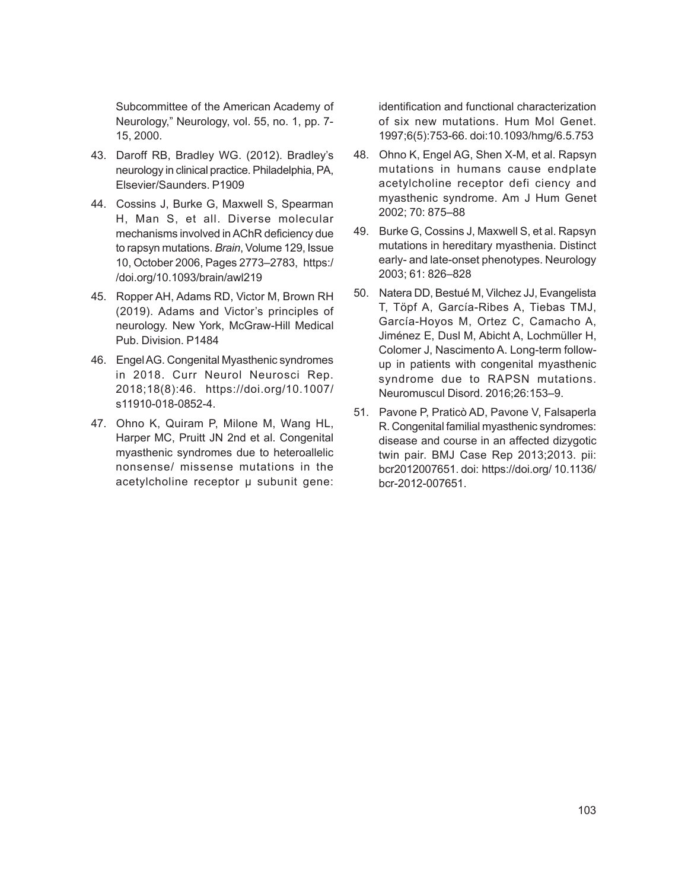Subcommittee of the American Academy of Neurology," Neurology, vol. 55, no. 1, pp. 7-15, 2000.

43. Daroff RB, Bradley WG. (2012). Bradley's neurology in clinical practice. Philadelphia, PA, Elsevier/Saunders. P1909
44. Cossins J, Burke G, Maxwell S, Spearman H, Man S, et all. Diverse molecular mechanisms involved in AChR deficiency due to rapsyn mutations. *Brain*, Volume 129, Issue 10, October 2006, Pages 2773–2783, https://doi.org/10.1093/brain/awl219
45. Ropper AH, Adams RD, Victor M, Brown RH (2019). Adams and Victor's principles of neurology. New York, McGraw-Hill Medical Pub. Division. P1484
46. Engel AG. Congenital Myasthenic syndromes in 2018. Curr Neurol Neurosci Rep. 2018;18(8):46. https://doi.org/10.1007/s11910-018-0852-4.
47. Ohno K, Quiram P, Milone M, Wang HL, Harper MC, Pruitt JN 2nd et al. Congenital myasthenic syndromes due to heteroallelic nonsense/ missense mutations in the acetylcholine receptor μ subunit gene: identification and functional characterization of six new mutations. Hum Mol Genet. 1997;6(5):753-66. doi:10.1093/hmg/6.5.753
48. Ohno K, Engel AG, Shen X-M, et al. Rapsyn mutations in humans cause endplate acetylcholine receptor defi ciency and myasthenic syndrome. Am J Hum Genet 2002; 70: 875–88
49. Burke G, Cossins J, Maxwell S, et al. Rapsyn mutations in hereditary myasthenia. Distinct early- and late-onset phenotypes. Neurology 2003; 61: 826–828
50. Natera DD, Bestué M, Vilchez JJ, Evangelista T, Töpf A, García-Ribes A, Tiebas TMJ, García-Hoyos M, Ortez C, Camacho A, Jiménez E, Dusl M, Abicht A, Lochmüller H, Colomer J, Nascimento A. Long-term follow-up in patients with congenital myasthenic syndrome due to RAPSN mutations. Neuromuscul Disord. 2016;26:153–9.
51. Pavone P, Praticò AD, Pavone V, Falsaperla R. Congenital familial myasthenic syndromes: disease and course in an affected dizygotic twin pair. BMJ Case Rep 2013;2013. pii: bcr2012007651. doi: https://doi.org/ 10.1136/bcr-2012-007651.